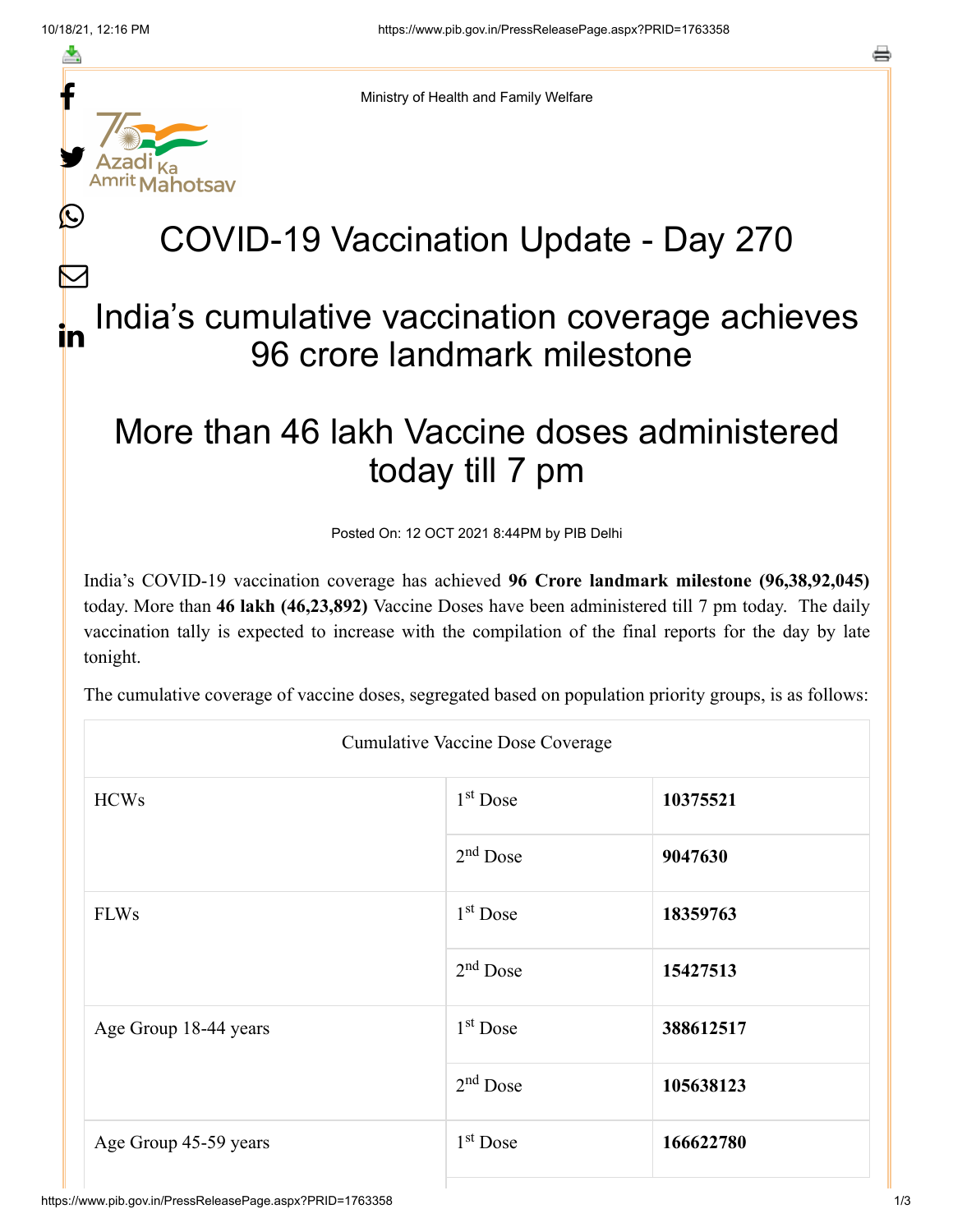Ministry of Health and Family Welfare

# COVID-19 Vaccination Update - Day 270

## India's cumulative vaccination coverage achieves 96 crore landmark milestone

## More than 46 lakh Vaccine doses administered today till 7 pm

Posted On: 12 OCT 2021 8:44PM by PIB Delhi

India's COVID-19 vaccination coverage has achieved **96 Crore landmark milestone (96,38,92,045)** today. More than **46 lakh (46,23,892)** Vaccine Doses have been administered till 7 pm today. The daily vaccination tally is expected to increase with the compilation of the final reports for the day by late tonight.

The cumulative coverage of vaccine doses, segregated based on population priority groups, is as follows:

| Cumulative Vaccine Dose Coverage | | |
|---|---|---|
| HCWs | 1st Dose | **10375521** |
| | 2nd Dose | **9047630** |
| FLWs | 1st Dose | **18359763** |
| | 2nd Dose | **15427513** |
| Age Group 18-44 years | 1st Dose | **388612517** |
| | 2nd Dose | **105638123** |
| Age Group 45-59 years | 1st Dose | **166622780** |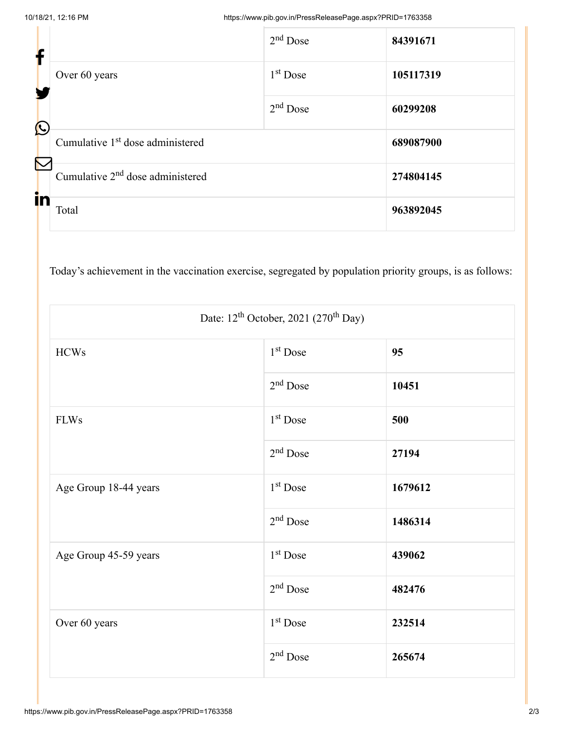| | | |
|---|---|---|
| | 2nd Dose | **84391671** |
| Over 60 years | 1st Dose | **105117319** |
| | 2nd Dose | **60299208** |
| Cumulative 1st dose administered | | **689087900** |
| Cumulative 2nd dose administered | | **274804145** |
| Total | | **963892045** |

Today's achievement in the vaccination exercise, segregated by population priority groups, is as follows:

| Date: 12th October, 2021 (270th Day) | | |
|---|---|---|
| HCWs | 1st Dose | **95** |
| | 2nd Dose | **10451** |
| FLWs | 1st Dose | **500** |
| | 2nd Dose | **27194** |
| Age Group 18-44 years | 1st Dose | **1679612** |
| | 2nd Dose | **1486314** |
| Age Group 45-59 years | 1st Dose | **439062** |
| | 2nd Dose | **482476** |
| Over 60 years | 1st Dose | **232514** |
| | 2nd Dose | **265674** |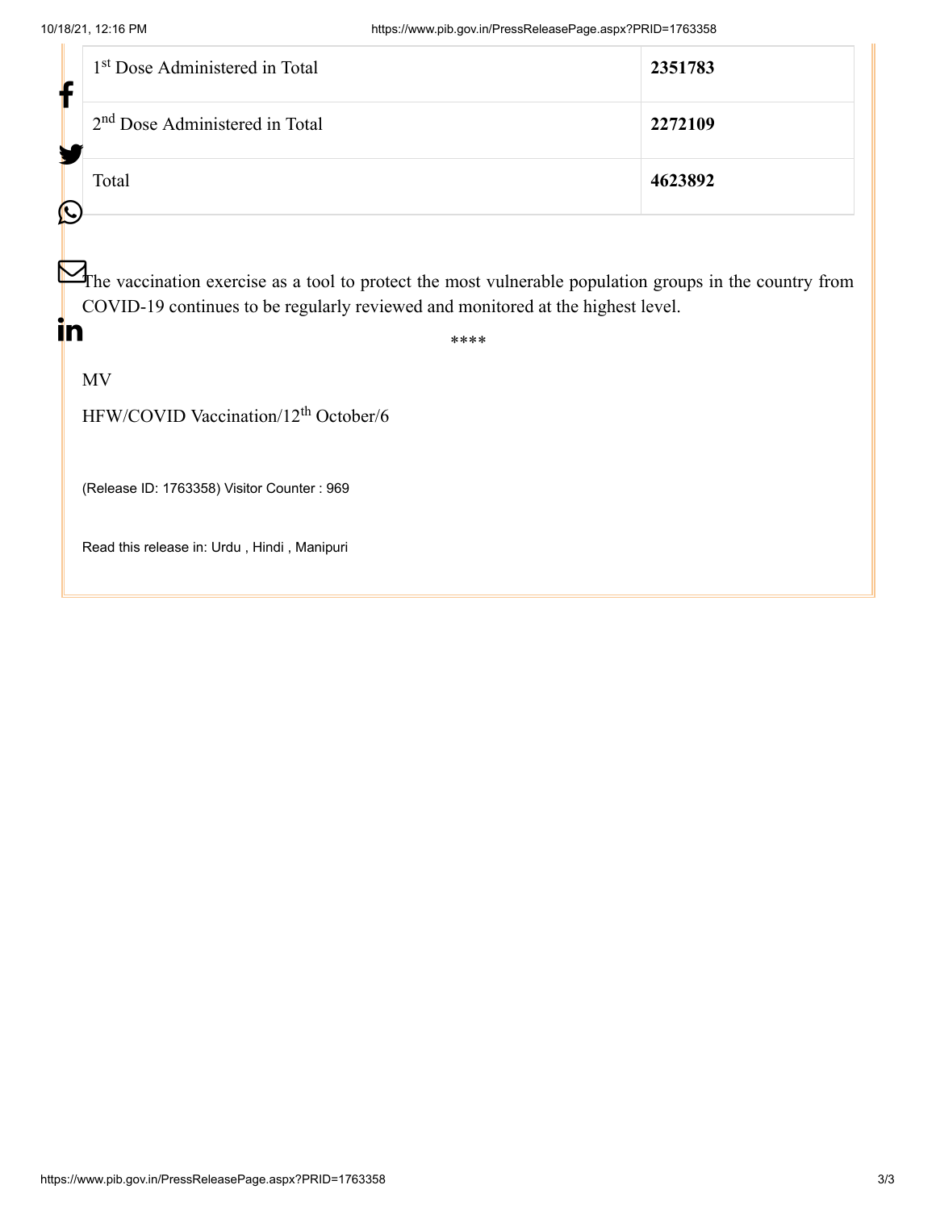| | |
|---|---|
| 1st Dose Administered in Total | **2351783** |
| 2nd Dose Administered in Total | **2272109** |
| Total | **4623892** |

The vaccination exercise as a tool to protect the most vulnerable population groups in the country from COVID-19 continues to be regularly reviewed and monitored at the highest level.

****

MV

HFW/COVID Vaccination/12th October/6

(Release ID: 1763358) Visitor Counter : 969

Read this release in: Urdu , Hindi , Manipuri